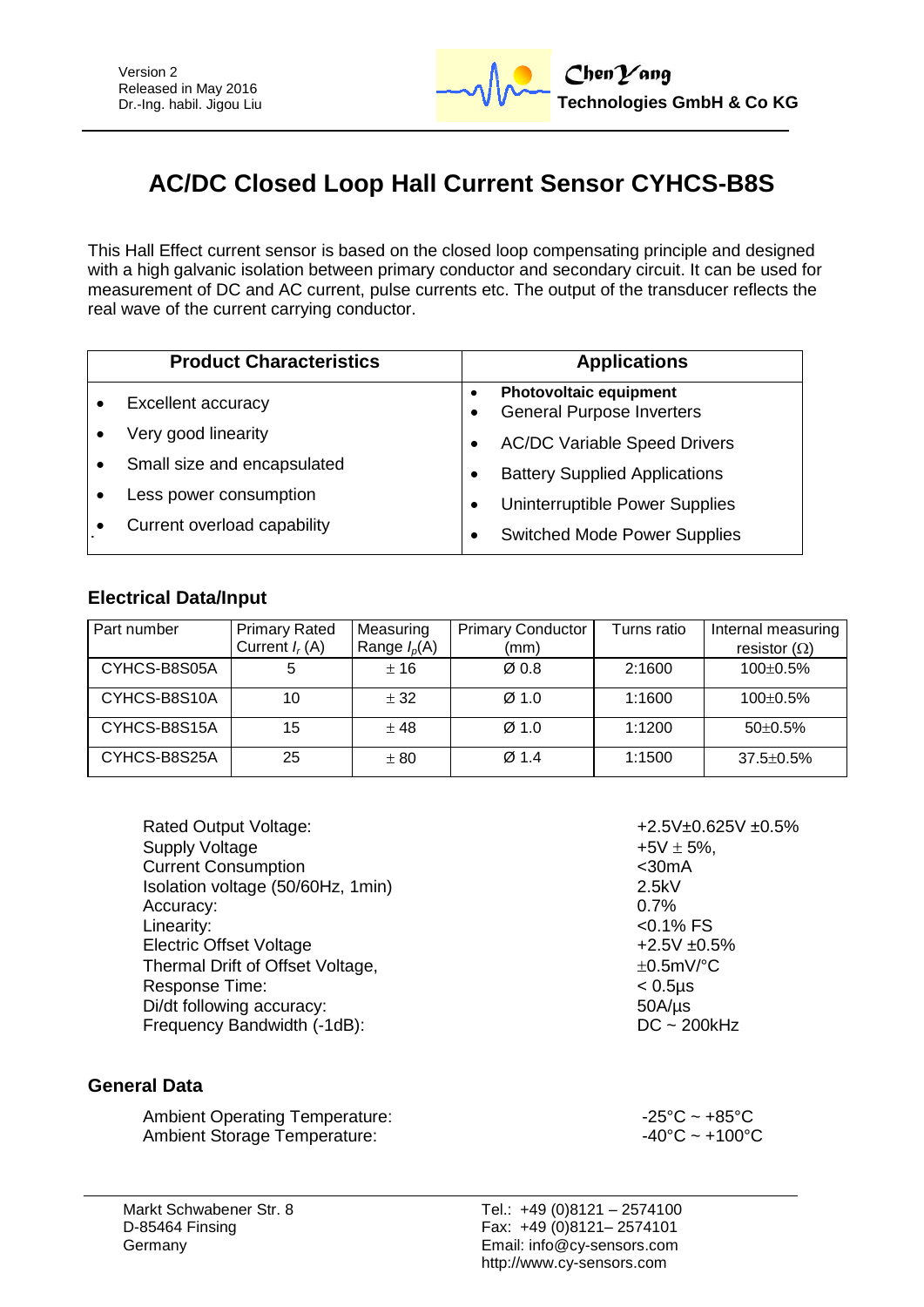Version 2
Released in May 2016
Dr.-Ing. habil. Jigou Liu

**ChenYang Technologies GmbH & Co KG**

# AC/DC Closed Loop Hall Current Sensor CYHCS-B8S

This Hall Effect current sensor is based on the closed loop compensating principle and designed with a high galvanic isolation between primary conductor and secondary circuit. It can be used for measurement of DC and AC current, pulse currents etc. The output of the transducer reflects the real wave of the current carrying conductor.

| Product Characteristics | Applications |
|---|---|
| • Excellent accuracy | • **Photovoltaic equipment** <br> • General Purpose Inverters |
| • Very good linearity | • AC/DC Variable Speed Drivers |
| • Small size and encapsulated | • Battery Supplied Applications |
| • Less power consumption | • Uninterruptible Power Supplies |
| • Current overload capability | • Switched Mode Power Supplies |

## Electrical Data/Input

| Part number | Primary Rated Current $I_r$ (A) | Measuring Range $I_p$(A) | Primary Conductor (mm) | Turns ratio | Internal measuring resistor (Ω) |
|---|---|---|---|---|---|
| CYHCS-B8S05A | 5 | ± 16 | Ø 0.8 | 2:1600 | 100±0.5% |
| CYHCS-B8S10A | 10 | ± 32 | Ø 1.0 | 1:1600 | 100±0.5% |
| CYHCS-B8S15A | 15 | ± 48 | Ø 1.0 | 1:1200 | 50±0.5% |
| CYHCS-B8S25A | 25 | ± 80 | Ø 1.4 | 1:1500 | 37.5±0.5% |

| | |
|---|---|
| Rated Output Voltage: | +2.5V±0.625V ±0.5% |
| Supply Voltage | +5V ± 5%, |
| Current Consumption | <30mA |
| Isolation voltage (50/60Hz, 1min) | 2.5kV |
| Accuracy: | 0.7% |
| Linearity: | <0.1% FS |
| Electric Offset Voltage | +2.5V ±0.5% |
| Thermal Drift of Offset Voltage, | ±0.5mV/°C |
| Response Time: | < 0.5µs |
| Di/dt following accuracy: | 50A/µs |
| Frequency Bandwidth (-1dB): | DC ~ 200kHz |

## General Data

| | |
|---|---|
| Ambient Operating Temperature: | -25°C ~ +85°C |
| Ambient Storage Temperature: | -40°C ~ +100°C |

Markt Schwabener Str. 8
D-85464 Finsing
Germany

Tel.: +49 (0)8121 – 2574100
Fax: +49 (0)8121– 2574101
Email: info@cy-sensors.com
http://www.cy-sensors.com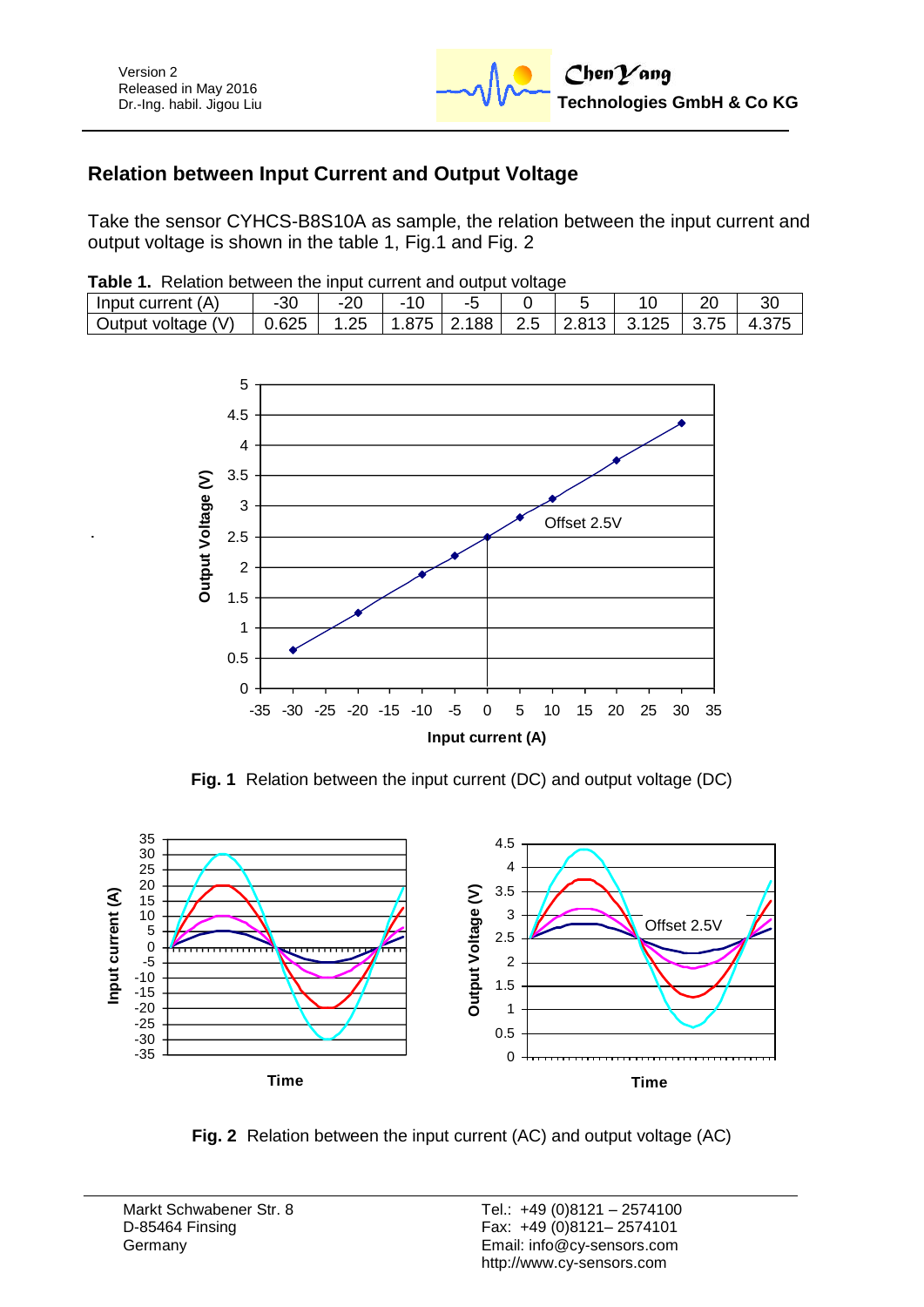## Relation between Input Current and Output Voltage

Take the sensor CYHCS-B8S10A as sample, the relation between the input current and output voltage is shown in the table 1, Fig.1 and Fig. 2

**Table 1.** Relation between the input current and output voltage

| Input current (A) | -30 | -20 | -10 | -5 | 0 | 5 | 10 | 20 | 30 |
|---|---|---|---|---|---|---|---|---|---|
| Output voltage (V) | 0.625 | 1.25 | 1.875 | 2.188 | 2.5 | 2.813 | 3.125 | 3.75 | 4.375 |

**Fig. 1** Relation between the input current (DC) and output voltage (DC)

**Fig. 2** Relation between the input current (AC) and output voltage (AC)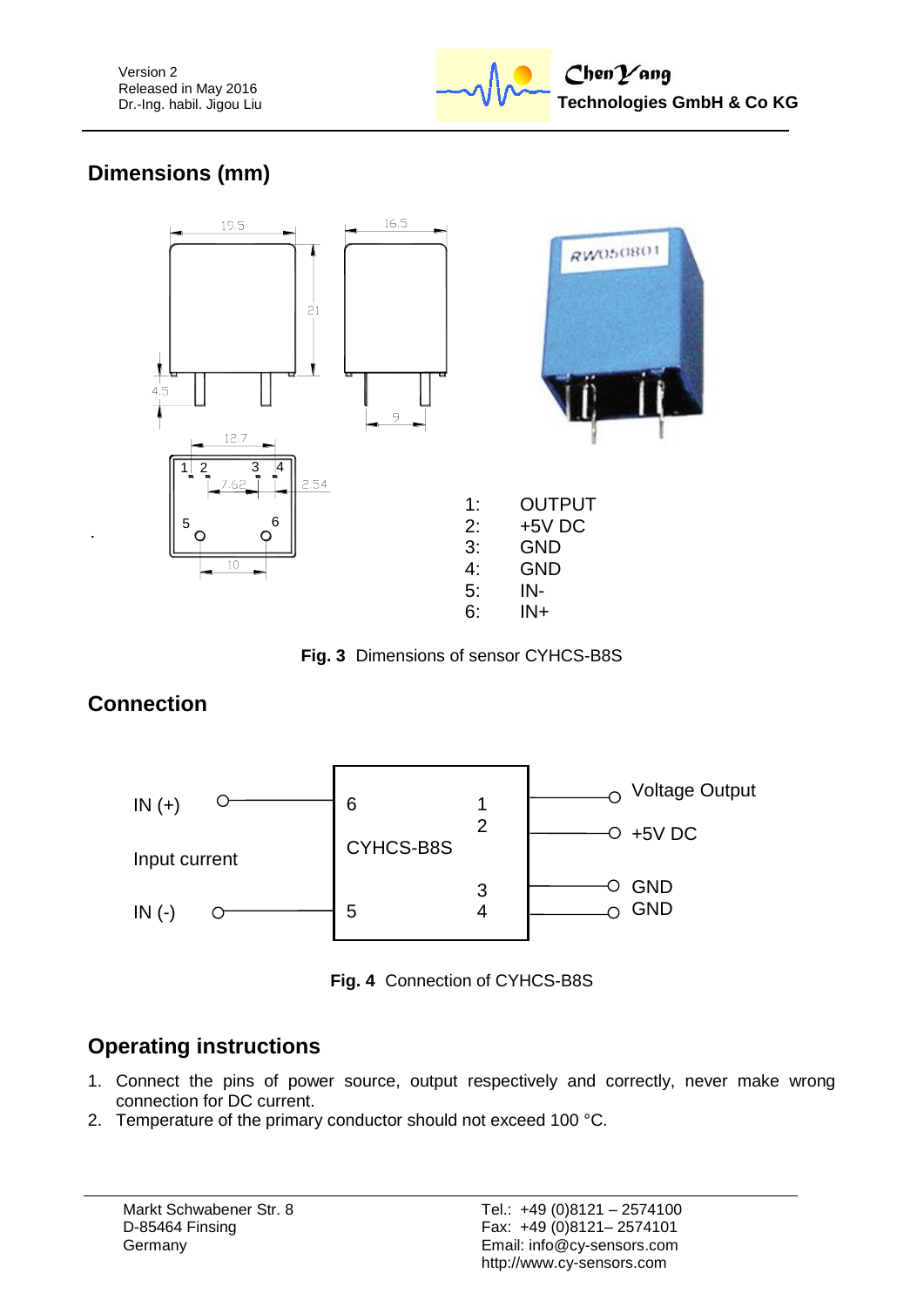## Dimensions (mm)

19.5

16.5

21

4.5

9

12.7

1 2 3 4

7.62

2.54

5 6

10

1: OUTPUT
2: +5V DC
3: GND
4: GND
5: IN-
6: IN+

**Fig. 3** Dimensions of sensor CYHCS-B8S

## Connection

IN (+)

Input current

IN (-)

6

5

CYHCS-B8S

1
2
3
4

Voltage Output

+5V DC

GND

GND

**Fig. 4** Connection of CYHCS-B8S

## Operating instructions

1. Connect the pins of power source, output respectively and correctly, never make wrong connection for DC current.
2. Temperature of the primary conductor should not exceed 100 °C.